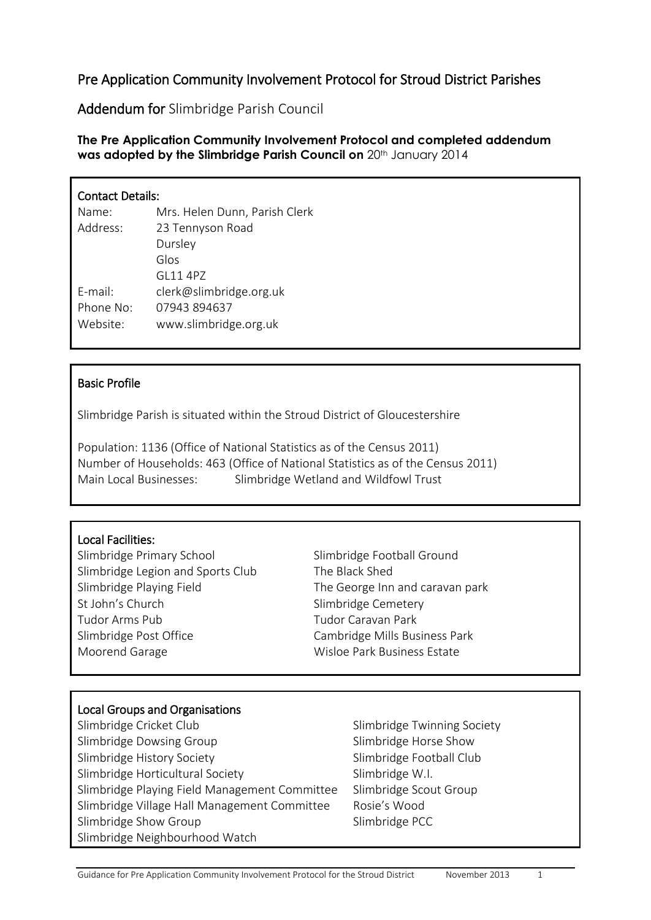# Pre Application Community Involvement Protocol for Stroud District Parishes

## Addendum for Slimbridge Parish Council

**The Pre Application Community Involvement Protocol and completed addendum was adopted by the Slimbridge Parish Council on** 20th January 2014

### Contact Details:

Name: Mrs. Helen Dunn, Parish Clerk
Address: 23 Tennyson Road
Dursley
Glos
GL11 4PZ
E-mail: clerk@slimbridge.org.uk
Phone No: 07943 894637
Website: www.slimbridge.org.uk

### Basic Profile

Slimbridge Parish is situated within the Stroud District of Gloucestershire

Population: 1136 (Office of National Statistics as of the Census 2011)
Number of Households: 463 (Office of National Statistics as of the Census 2011)
Main Local Businesses: Slimbridge Wetland and Wildfowl Trust

### Local Facilities:

- Slimbridge Primary School
- Slimbridge Legion and Sports Club
- Slimbridge Playing Field
- St John's Church
- Tudor Arms Pub
- Slimbridge Post Office
- Moorend Garage
- Slimbridge Football Ground
- The Black Shed
- The George Inn and caravan park
- Slimbridge Cemetery
- Tudor Caravan Park
- Cambridge Mills Business Park
- Wisloe Park Business Estate

### Local Groups and Organisations

- Slimbridge Cricket Club
- Slimbridge Dowsing Group
- Slimbridge History Society
- Slimbridge Horticultural Society
- Slimbridge Playing Field Management Committee
- Slimbridge Village Hall Management Committee
- Slimbridge Show Group
- Slimbridge Neighbourhood Watch
- Slimbridge Twinning Society
- Slimbridge Horse Show
- Slimbridge Football Club
- Slimbridge W.I.
- Slimbridge Scout Group
- Rosie's Wood
- Slimbridge PCC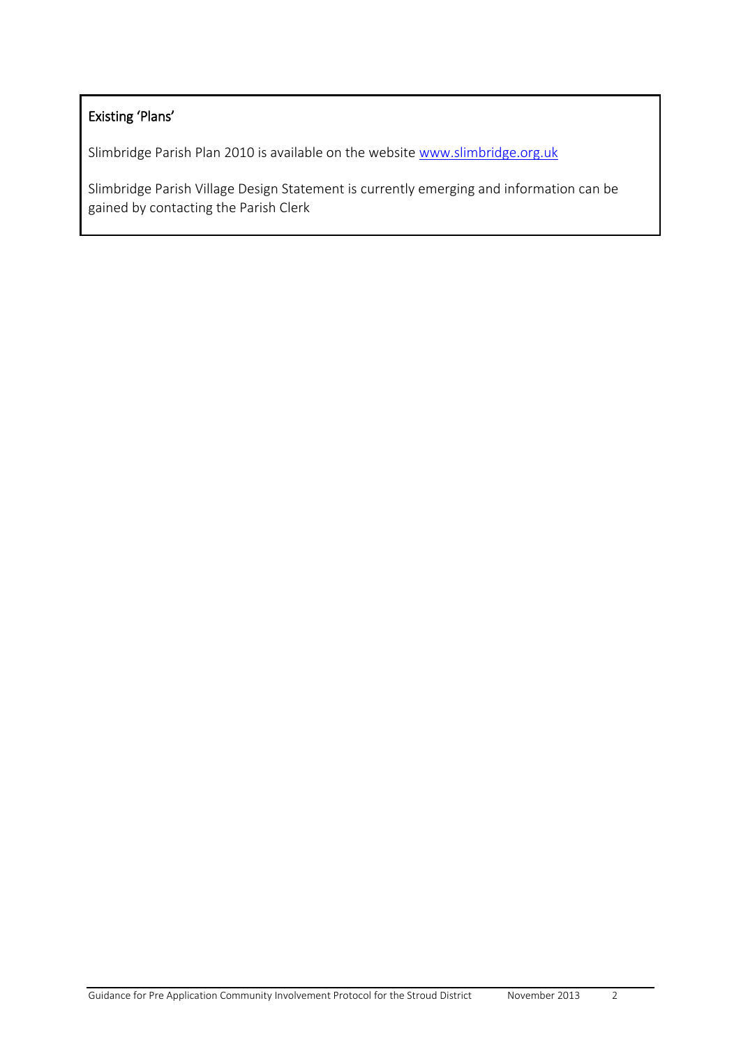### Existing 'Plans'

Slimbridge Parish Plan 2010 is available on the website www.slimbridge.org.uk

Slimbridge Parish Village Design Statement is currently emerging and information can be gained by contacting the Parish Clerk